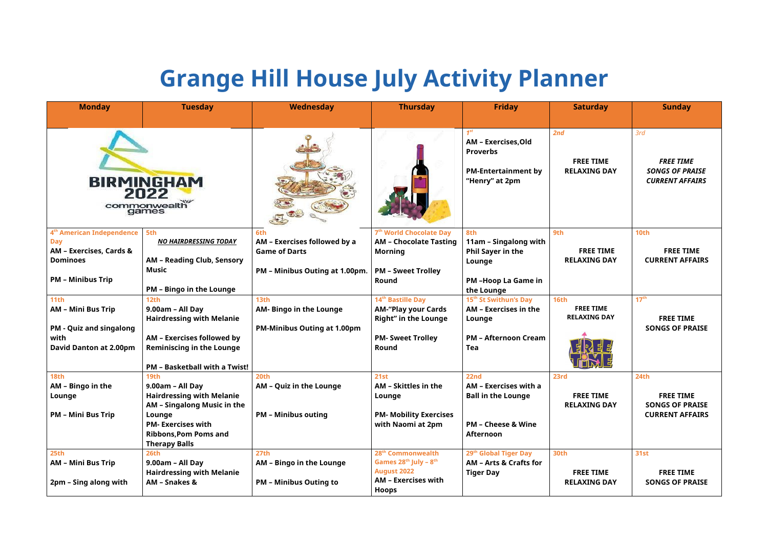# Grange Hill House July Activity Planner

| Monday | Tuesday | Wednesday | Thursday | Friday | Saturday | Sunday |
|---|---|---|---|---|---|---|
| BIRMINGHAM 2022 commonwealth games | | | | 1st<br>**AM – Exercises,Old Proverbs**<br><br>**PM-Entertainment by "Henry" at 2pm** | 2nd<br><br>**FREE TIME RELAXING DAY** | 3rd<br><br>***FREE TIME SONGS OF PRAISE CURRENT AFFAIRS*** |
| 4th American Independence Day<br>**AM – Exercises, Cards & Dominoes**<br><br>**PM – Minibus Trip** | 5th<br>***NO HAIRDRESSING TODAY***<br><br>**AM – Reading Club, Sensory Music**<br><br>**PM – Bingo in the Lounge** | 6th<br>**AM – Exercises followed by a Game of Darts**<br><br>**PM – Minibus Outing at 1.00pm.** | 7th World Chocolate Day<br>**AM – Chocolate Tasting Morning**<br><br>**PM – Sweet Trolley Round** | 8th<br>**11am – Singalong with Phil Sayer in the Lounge**<br><br>**PM –Hoop La Game in the Lounge** | 9th<br><br>**FREE TIME RELAXING DAY** | 10th<br><br>**FREE TIME CURRENT AFFAIRS** |
| 11th<br>**AM – Mini Bus Trip**<br><br>**PM - Quiz and singalong with David Danton at 2.00pm** | 12th<br>**9.00am – All Day Hairdressing with Melanie**<br><br>**AM – Exercises followed by Reminiscing in the Lounge**<br><br>**PM – Basketball with a Twist!** | 13th<br>**AM- Bingo in the Lounge**<br><br>**PM-Minibus Outing at 1.00pm** | 14th Bastille Day<br>**AM-"Play your Cards Right" in the Lounge**<br><br>**PM- Sweet Trolley Round** | 15th St Swithun's Day<br>**AM – Exercises in the Lounge**<br><br>**PM – Afternoon Cream Tea** | 16th<br>**FREE TIME RELAXING DAY**<br><br>FREE TIME | 17th<br><br>**FREE TIME SONGS OF PRAISE** |
| 18th<br>**AM – Bingo in the Lounge**<br><br>**PM – Mini Bus Trip** | 19th<br>**9.00am – All Day Hairdressing with Melanie**<br>**AM – Singalong Music in the Lounge**<br>**PM- Exercises with Ribbons,Pom Poms and Therapy Balls** | 20th<br>**AM – Quiz in the Lounge**<br><br>**PM – Minibus outing** | 21st<br>**AM – Skittles in the Lounge**<br><br>**PM- Mobility Exercises with Naomi at 2pm** | 22nd<br>**AM – Exercises with a Ball in the Lounge**<br><br>**PM – Cheese & Wine Afternoon** | 23rd<br><br>**FREE TIME RELAXING DAY** | 24th<br><br>**FREE TIME SONGS OF PRAISE CURRENT AFFAIRS** |
| 25th<br>**AM – Mini Bus Trip**<br><br>**2pm – Sing along with** | 26th<br>**9.00am – All Day Hairdressing with Melanie**<br>**AM – Snakes &** | 27th<br>**AM – Bingo in the Lounge**<br><br>**PM – Minibus Outing to** | 28th Commonwealth Games 28th July – 8th August 2022<br>**AM – Exercises with Hoops** | 29th Global Tiger Day<br>**AM – Arts & Crafts for Tiger Day** | 30th<br><br>**FREE TIME RELAXING DAY** | 31st<br><br>**FREE TIME SONGS OF PRAISE** |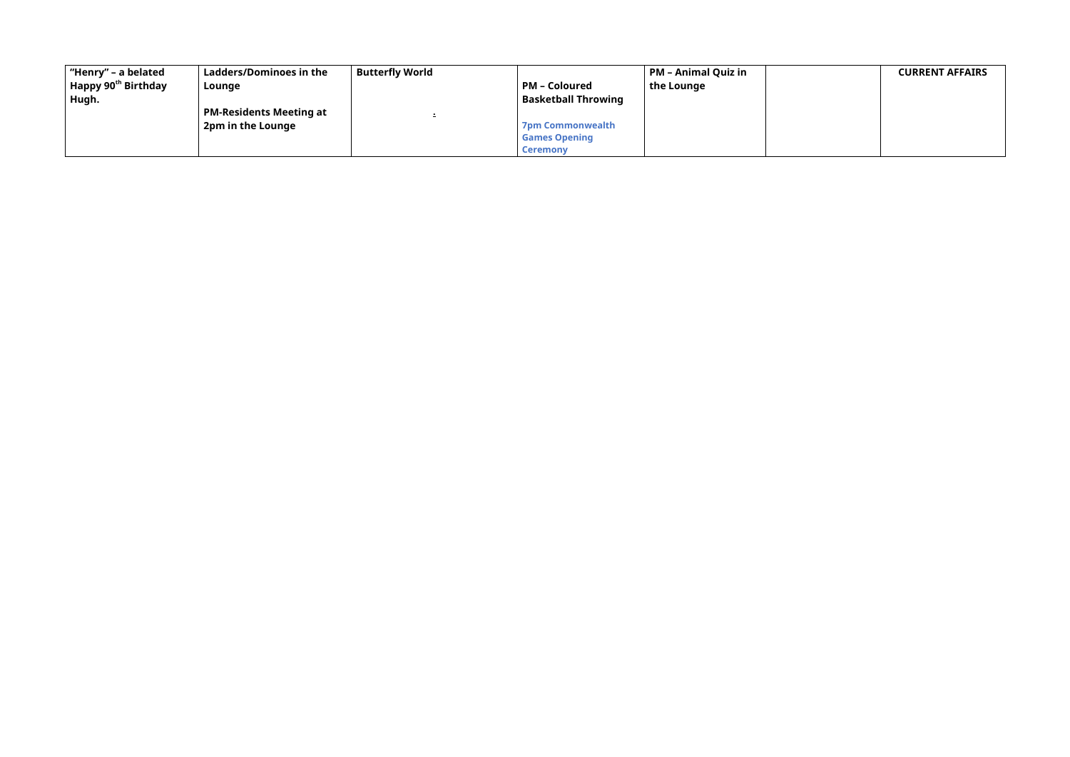| | | | | | | |
|---|---|---|---|---|---|---|
| **"Henry" – a belated Happy 90th Birthday Hugh.** | **Ladders/Dominoes in the Lounge**<br><br>**PM-Residents Meeting at 2pm in the Lounge** | **Butterfly World**<br><br>**.** | **PM – Coloured Basketball Throwing**<br><br>**7pm Commonwealth Games Opening Ceremony** | **PM – Animal Quiz in the Lounge** | | **CURRENT AFFAIRS** |